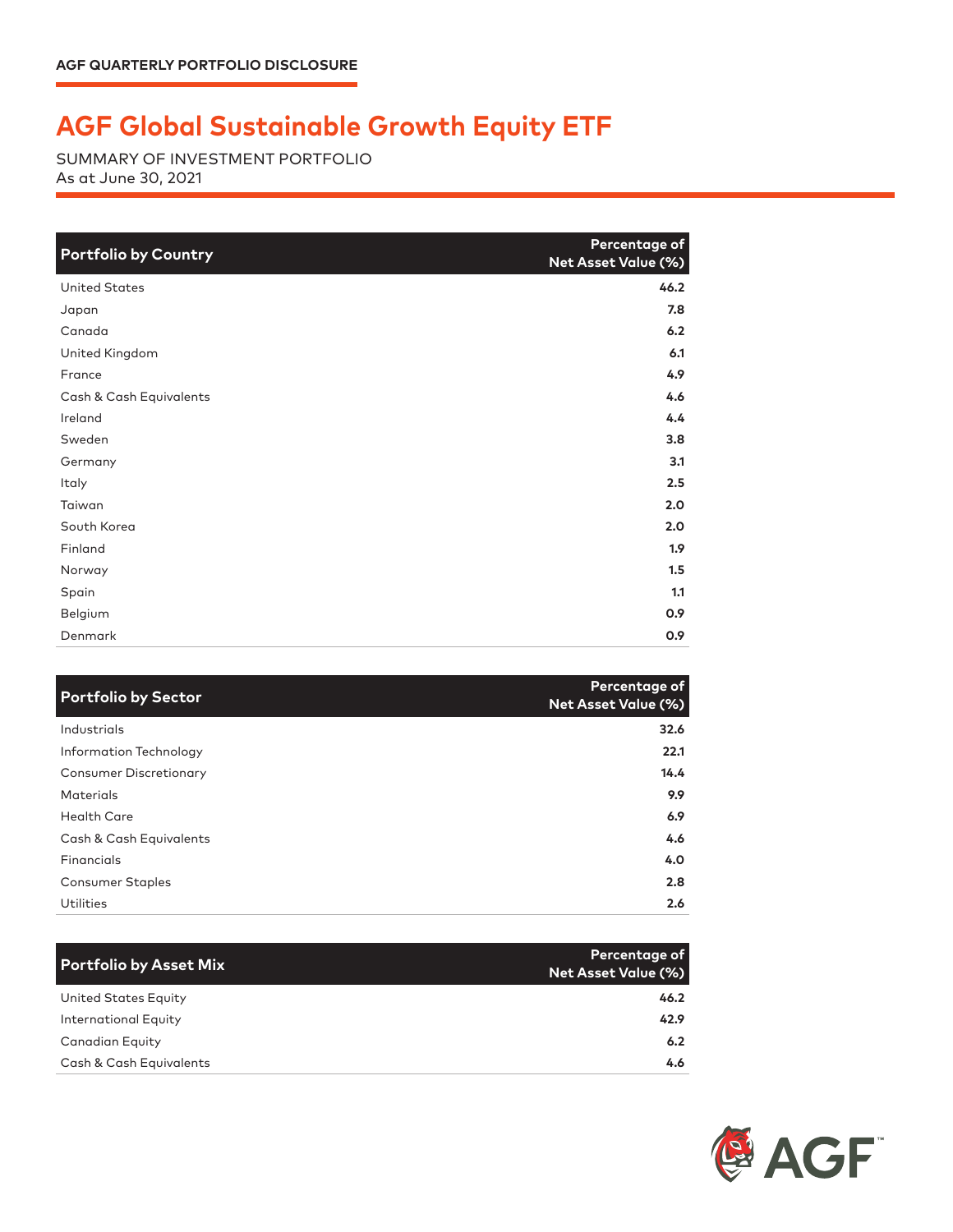AGF QUARTERLY PORTFOLIO DISCLOSURE

# AGF Global Sustainable Growth Equity ETF

SUMMARY OF INVESTMENT PORTFOLIO
As at June 30, 2021

| Portfolio by Country | Percentage of Net Asset Value (%) |
|---|---|
| United States | 46.2 |
| Japan | 7.8 |
| Canada | 6.2 |
| United Kingdom | 6.1 |
| France | 4.9 |
| Cash & Cash Equivalents | 4.6 |
| Ireland | 4.4 |
| Sweden | 3.8 |
| Germany | 3.1 |
| Italy | 2.5 |
| Taiwan | 2.0 |
| South Korea | 2.0 |
| Finland | 1.9 |
| Norway | 1.5 |
| Spain | 1.1 |
| Belgium | 0.9 |
| Denmark | 0.9 |

| Portfolio by Sector | Percentage of Net Asset Value (%) |
|---|---|
| Industrials | 32.6 |
| Information Technology | 22.1 |
| Consumer Discretionary | 14.4 |
| Materials | 9.9 |
| Health Care | 6.9 |
| Cash & Cash Equivalents | 4.6 |
| Financials | 4.0 |
| Consumer Staples | 2.8 |
| Utilities | 2.6 |

| Portfolio by Asset Mix | Percentage of Net Asset Value (%) |
|---|---|
| United States Equity | 46.2 |
| International Equity | 42.9 |
| Canadian Equity | 6.2 |
| Cash & Cash Equivalents | 4.6 |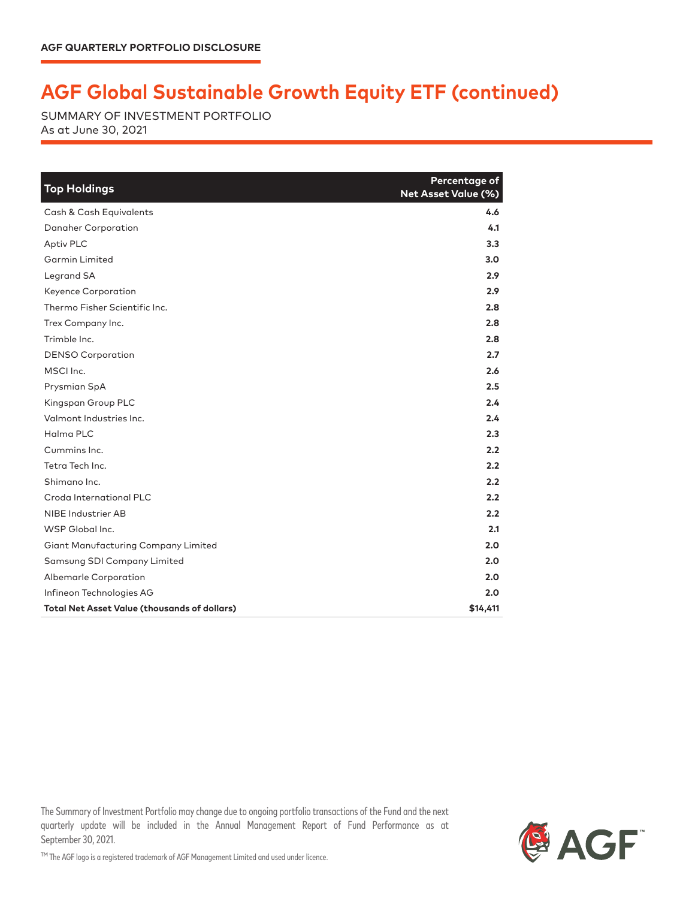AGF QUARTERLY PORTFOLIO DISCLOSURE

# AGF Global Sustainable Growth Equity ETF (continued)

SUMMARY OF INVESTMENT PORTFOLIO
As at June 30, 2021

| Top Holdings | Percentage of Net Asset Value (%) |
|---|---|
| Cash & Cash Equivalents | **4.6** |
| Danaher Corporation | **4.1** |
| Aptiv PLC | **3.3** |
| Garmin Limited | **3.0** |
| Legrand SA | **2.9** |
| Keyence Corporation | **2.9** |
| Thermo Fisher Scientific Inc. | **2.8** |
| Trex Company Inc. | **2.8** |
| Trimble Inc. | **2.8** |
| DENSO Corporation | **2.7** |
| MSCI Inc. | **2.6** |
| Prysmian SpA | **2.5** |
| Kingspan Group PLC | **2.4** |
| Valmont Industries Inc. | **2.4** |
| Halma PLC | **2.3** |
| Cummins Inc. | **2.2** |
| Tetra Tech Inc. | **2.2** |
| Shimano Inc. | **2.2** |
| Croda International PLC | **2.2** |
| NIBE Industrier AB | **2.2** |
| WSP Global Inc. | **2.1** |
| Giant Manufacturing Company Limited | **2.0** |
| Samsung SDI Company Limited | **2.0** |
| Albemarle Corporation | **2.0** |
| Infineon Technologies AG | **2.0** |
| **Total Net Asset Value (thousands of dollars)** | **$14,411** |

The Summary of Investment Portfolio may change due to ongoing portfolio transactions of the Fund and the next quarterly update will be included in the Annual Management Report of Fund Performance as at September 30, 2021.

TM The AGF logo is a registered trademark of AGF Management Limited and used under licence.